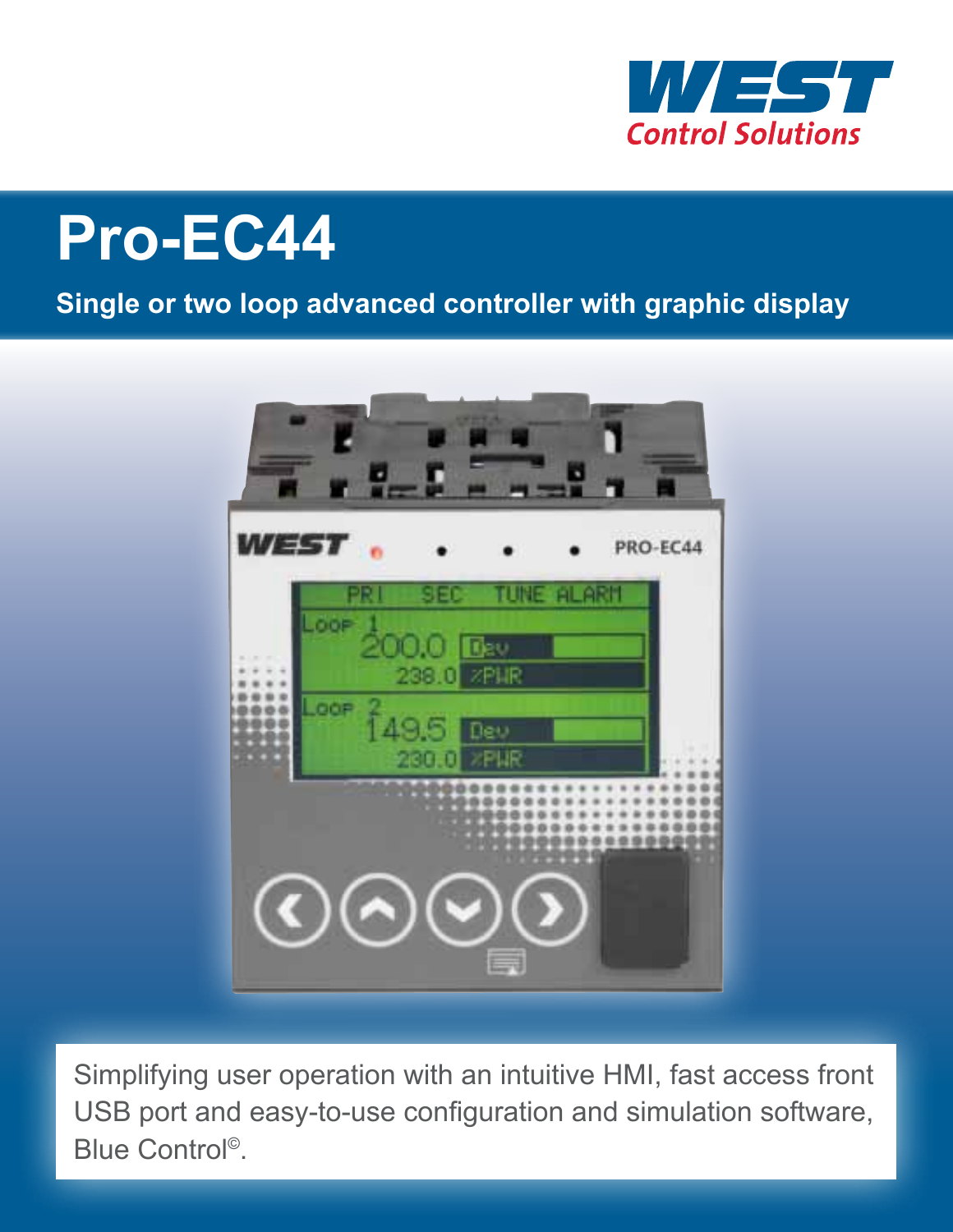WEST
Control Solutions

# Pro-EC44

**Single or two loop advanced controller with graphic display**

Simplifying user operation with an intuitive HMI, fast access front USB port and easy-to-use configuration and simulation software, Blue Control©.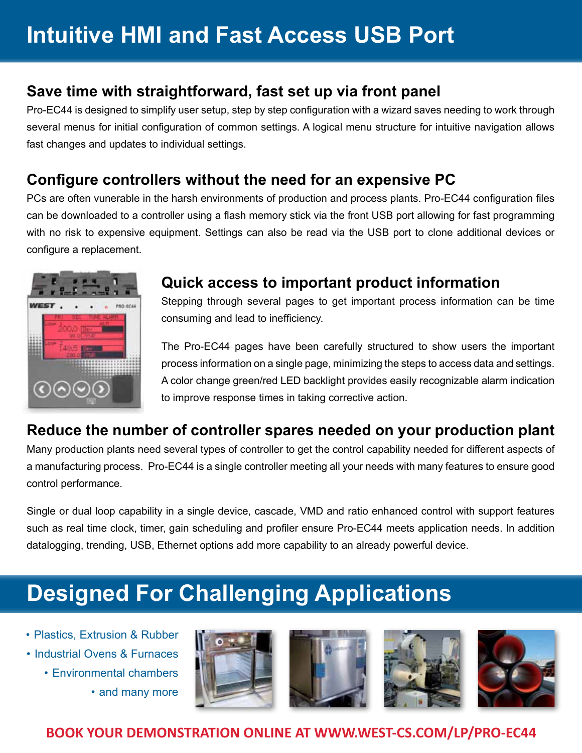# Intuitive HMI and Fast Access USB Port

## Save time with straightforward, fast set up via front panel

Pro-EC44 is designed to simplify user setup, step by step configuration with a wizard saves needing to work through several menus for initial configuration of common settings. A logical menu structure for intuitive navigation allows fast changes and updates to individual settings.

## Configure controllers without the need for an expensive PC

PCs are often vunerable in the harsh environments of production and process plants. Pro-EC44 configuration files can be downloaded to a controller using a flash memory stick via the front USB port allowing for fast programming with no risk to expensive equipment. Settings can also be read via the USB port to clone additional devices or configure a replacement.

## Quick access to important product information

Stepping through several pages to get important process information can be time consuming and lead to inefficiency.

The Pro-EC44 pages have been carefully structured to show users the important process information on a single page, minimizing the steps to access data and settings. A color change green/red LED backlight provides easily recognizable alarm indication to improve response times in taking corrective action.

## Reduce the number of controller spares needed on your production plant

Many production plants need several types of controller to get the control capability needed for different aspects of a manufacturing process. Pro-EC44 is a single controller meeting all your needs with many features to ensure good control performance.

Single or dual loop capability in a single device, cascade, VMD and ratio enhanced control with support features such as real time clock, timer, gain scheduling and profiler ensure Pro-EC44 meets application needs. In addition datalogging, trending, USB, Ethernet options add more capability to an already powerful device.

# Designed For Challenging Applications

- Plastics, Extrusion & Rubber
- Industrial Ovens & Furnaces
- Environmental chambers
- and many more

**BOOK YOUR DEMONSTRATION ONLINE AT WWW.WEST-CS.COM/LP/PRO-EC44**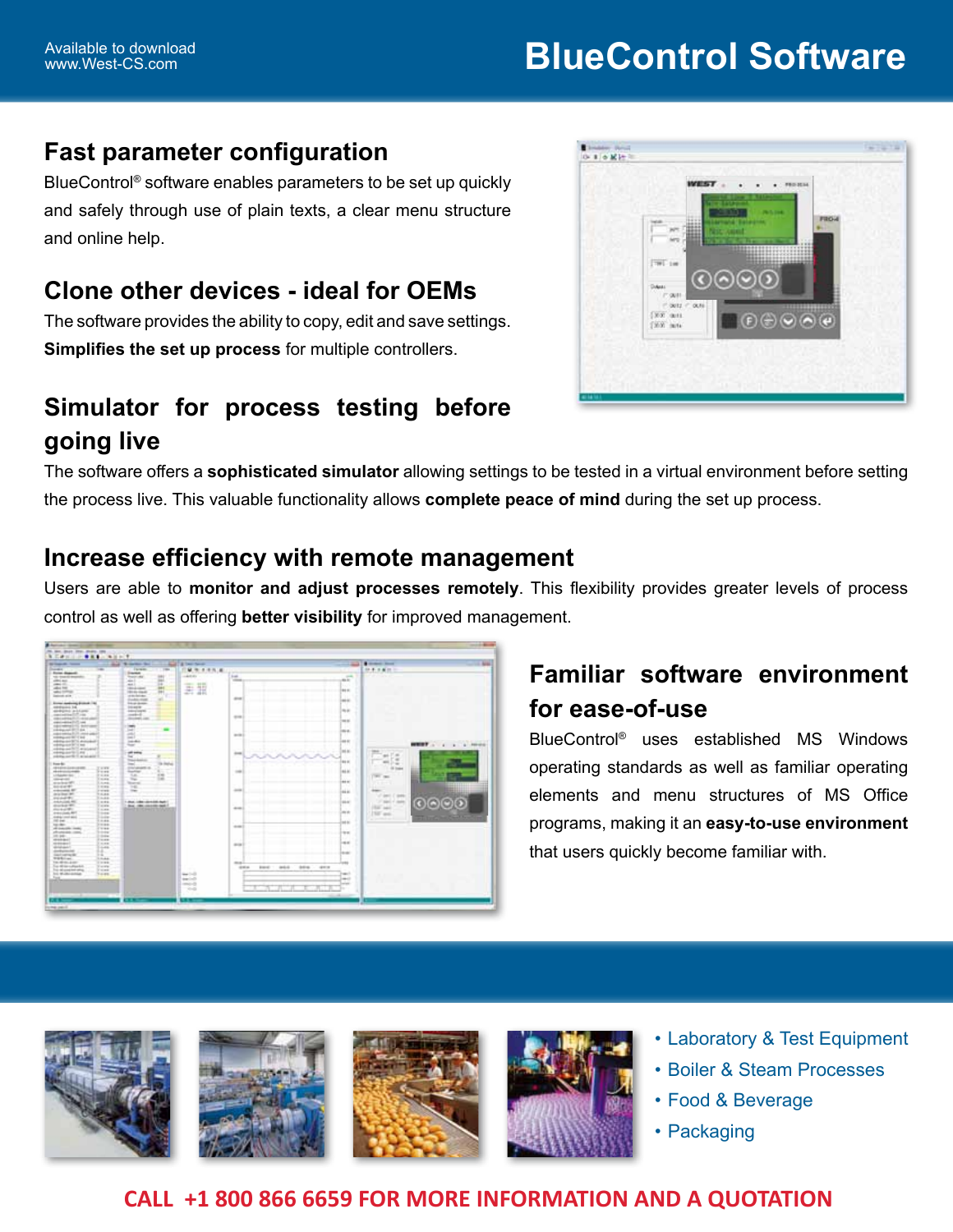Available to download
www.West-CS.com

# BlueControl Software

## Fast parameter configuration

BlueControl® software enables parameters to be set up quickly and safely through use of plain texts, a clear menu structure and online help.

## Clone other devices - ideal for OEMs

The software provides the ability to copy, edit and save settings. **Simplifies the set up process** for multiple controllers.

## Simulator for process testing before going live

The software offers a **sophisticated simulator** allowing settings to be tested in a virtual environment before setting the process live. This valuable functionality allows **complete peace of mind** during the set up process.

## Increase efficiency with remote management

Users are able to **monitor and adjust processes remotely**. This flexibility provides greater levels of process control as well as offering **better visibility** for improved management.

## Familiar software environment for ease-of-use

BlueControl® uses established MS Windows operating standards as well as familiar operating elements and menu structures of MS Office programs, making it an **easy-to-use environment** that users quickly become familiar with.

- Laboratory & Test Equipment
- Boiler & Steam Processes
- Food & Beverage
- Packaging

**CALL +1 800 866 6659 FOR MORE INFORMATION AND A QUOTATION**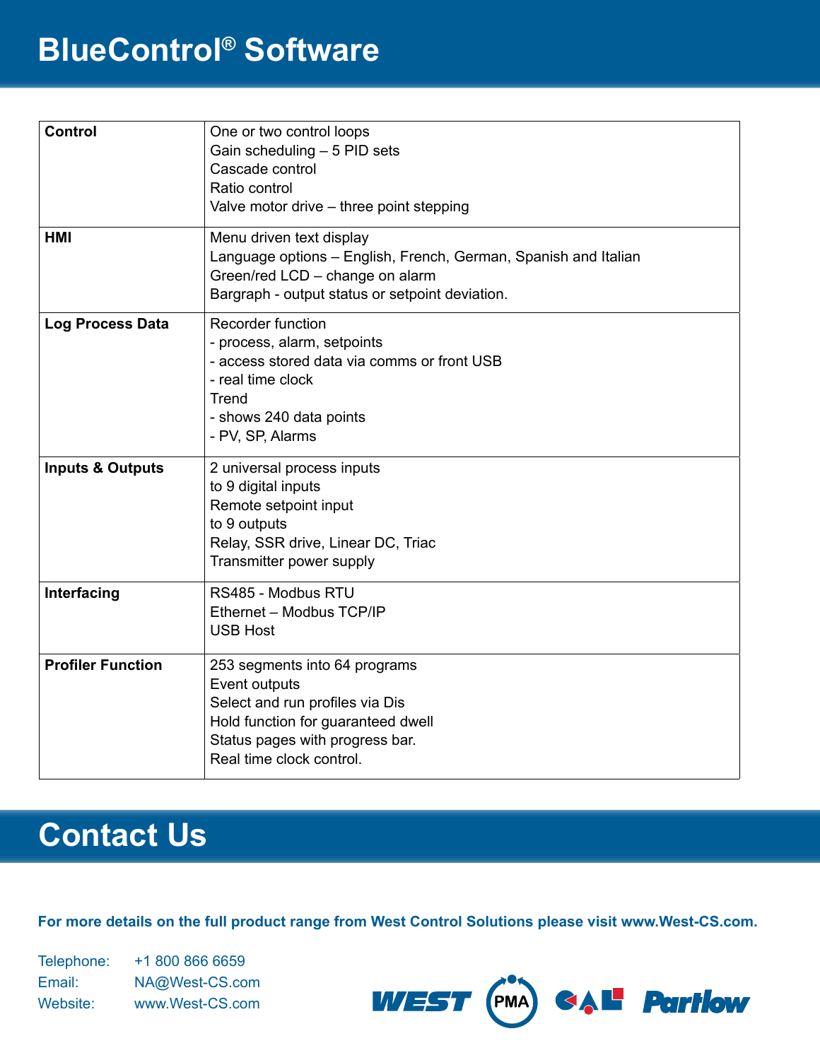# BlueControl® Software

| | |
|---|---|
| **Control** | One or two control loops<br>Gain scheduling – 5 PID sets<br>Cascade control<br>Ratio control<br>Valve motor drive – three point stepping |
| **HMI** | Menu driven text display<br>Language options – English, French, German, Spanish and Italian<br>Green/red LCD – change on alarm<br>Bargraph - output status or setpoint deviation. |
| **Log Process Data** | Recorder function<br>- process, alarm, setpoints<br>- access stored data via comms or front USB<br>- real time clock<br>Trend<br>- shows 240 data points<br>- PV, SP, Alarms |
| **Inputs & Outputs** | 2 universal process inputs<br>to 9 digital inputs<br>Remote setpoint input<br>to 9 outputs<br>Relay, SSR drive, Linear DC, Triac<br>Transmitter power supply |
| **Interfacing** | RS485 - Modbus RTU<br>Ethernet – Modbus TCP/IP<br>USB Host |
| **Profiler Function** | 253 segments into 64 programs<br>Event outputs<br>Select and run profiles via Dis<br>Hold function for guaranteed dwell<br>Status pages with progress bar.<br>Real time clock control. |

# Contact Us

**For more details on the full product range from West Control Solutions please visit www.West-CS.com.**

Telephone: +1 800 866 6659
Email: NA@West-CS.com
Website: www.West-CS.com

WEST PMA CAL Partlow